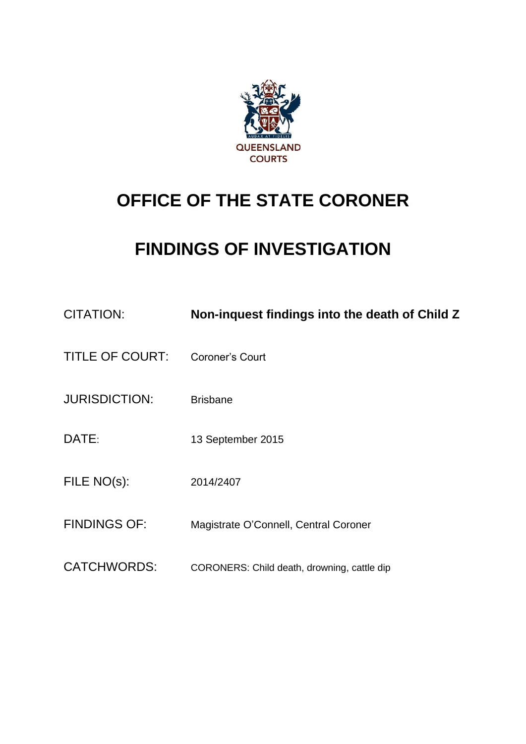QUEENSLAND COURTS

# OFFICE OF THE STATE CORONER

# FINDINGS OF INVESTIGATION

| | |
|---|---|
| CITATION: | **Non-inquest findings into the death of Child Z** |
| TITLE OF COURT: | Coroner's Court |
| JURISDICTION: | Brisbane |
| DATE: | 13 September 2015 |
| FILE NO(s): | 2014/2407 |
| FINDINGS OF: | Magistrate O'Connell, Central Coroner |
| CATCHWORDS: | CORONERS: Child death, drowning, cattle dip |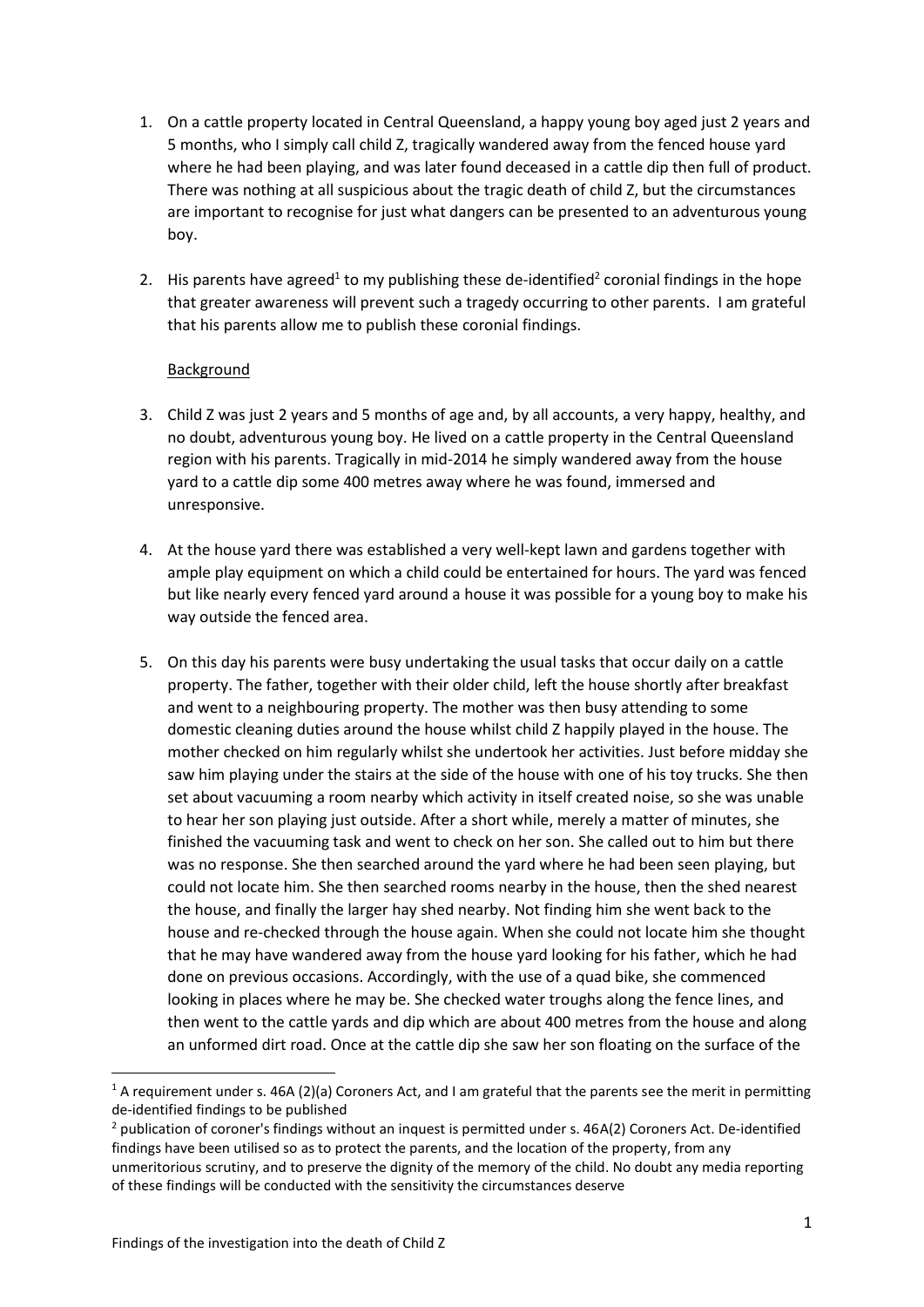1. On a cattle property located in Central Queensland, a happy young boy aged just 2 years and 5 months, who I simply call child Z, tragically wandered away from the fenced house yard where he had been playing, and was later found deceased in a cattle dip then full of product. There was nothing at all suspicious about the tragic death of child Z, but the circumstances are important to recognise for just what dangers can be presented to an adventurous young boy.

2. His parents have agreed[1] to my publishing these de-identified[2] coronial findings in the hope that greater awareness will prevent such a tragedy occurring to other parents. I am grateful that his parents allow me to publish these coronial findings.

<u>Background</u>

3. Child Z was just 2 years and 5 months of age and, by all accounts, a very happy, healthy, and no doubt, adventurous young boy. He lived on a cattle property in the Central Queensland region with his parents. Tragically in mid-2014 he simply wandered away from the house yard to a cattle dip some 400 metres away where he was found, immersed and unresponsive.

4. At the house yard there was established a very well-kept lawn and gardens together with ample play equipment on which a child could be entertained for hours. The yard was fenced but like nearly every fenced yard around a house it was possible for a young boy to make his way outside the fenced area.

5. On this day his parents were busy undertaking the usual tasks that occur daily on a cattle property. The father, together with their older child, left the house shortly after breakfast and went to a neighbouring property. The mother was then busy attending to some domestic cleaning duties around the house whilst child Z happily played in the house. The mother checked on him regularly whilst she undertook her activities. Just before midday she saw him playing under the stairs at the side of the house with one of his toy trucks. She then set about vacuuming a room nearby which activity in itself created noise, so she was unable to hear her son playing just outside. After a short while, merely a matter of minutes, she finished the vacuuming task and went to check on her son. She called out to him but there was no response. She then searched around the yard where he had been seen playing, but could not locate him. She then searched rooms nearby in the house, then the shed nearest the house, and finally the larger hay shed nearby. Not finding him she went back to the house and re-checked through the house again. When she could not locate him she thought that he may have wandered away from the house yard looking for his father, which he had done on previous occasions. Accordingly, with the use of a quad bike, she commenced looking in places where he may be. She checked water troughs along the fence lines, and then went to the cattle yards and dip which are about 400 metres from the house and along an unformed dirt road. Once at the cattle dip she saw her son floating on the surface of the

---

[1] A requirement under s. 46A (2)(a) Coroners Act, and I am grateful that the parents see the merit in permitting de-identified findings to be published

[2] publication of coroner's findings without an inquest is permitted under s. 46A(2) Coroners Act. De-identified findings have been utilised so as to protect the parents, and the location of the property, from any unmeritorious scrutiny, and to preserve the dignity of the memory of the child. No doubt any media reporting of these findings will be conducted with the sensitivity the circumstances deserve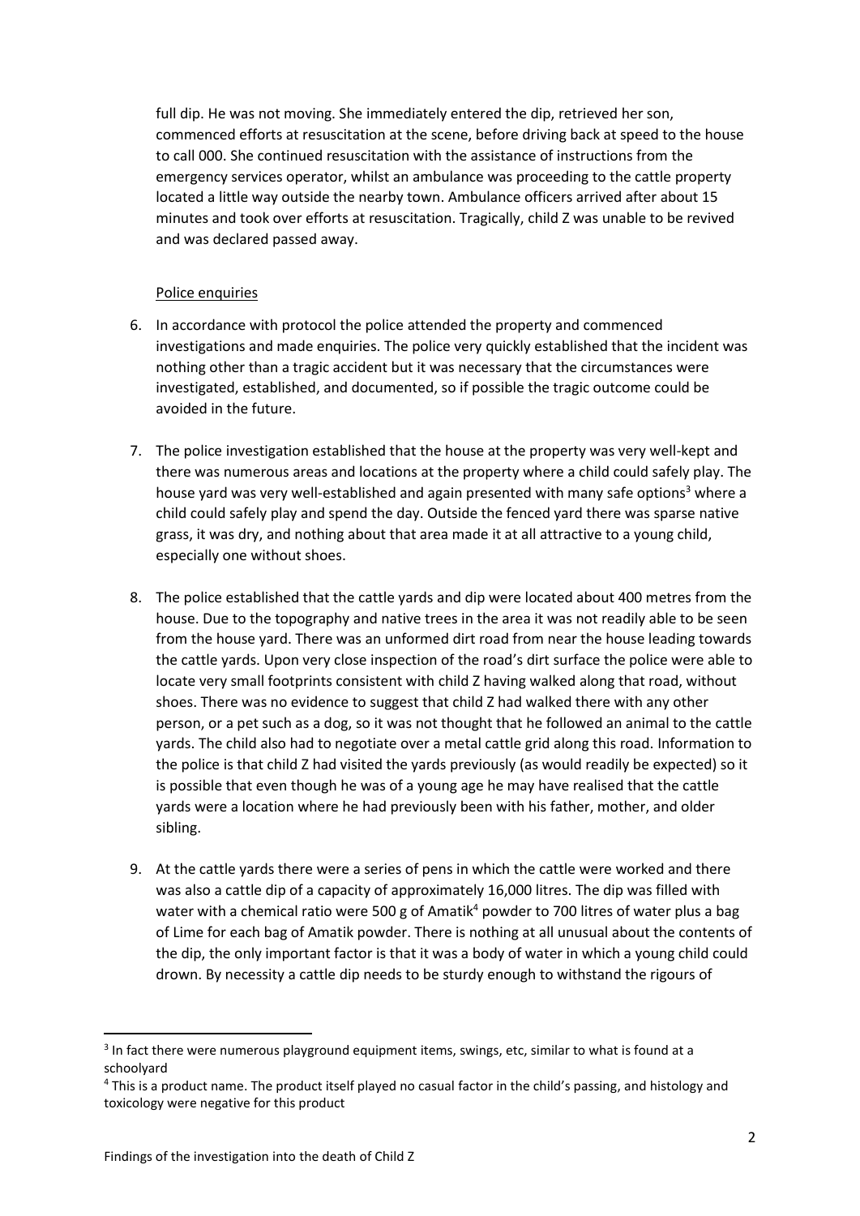full dip. He was not moving. She immediately entered the dip, retrieved her son, commenced efforts at resuscitation at the scene, before driving back at speed to the house to call 000. She continued resuscitation with the assistance of instructions from the emergency services operator, whilst an ambulance was proceeding to the cattle property located a little way outside the nearby town. Ambulance officers arrived after about 15 minutes and took over efforts at resuscitation. Tragically, child Z was unable to be revived and was declared passed away.

<u>Police enquiries</u>

6. In accordance with protocol the police attended the property and commenced investigations and made enquiries. The police very quickly established that the incident was nothing other than a tragic accident but it was necessary that the circumstances were investigated, established, and documented, so if possible the tragic outcome could be avoided in the future.

7. The police investigation established that the house at the property was very well-kept and there was numerous areas and locations at the property where a child could safely play. The house yard was very well-established and again presented with many safe options[3] where a child could safely play and spend the day. Outside the fenced yard there was sparse native grass, it was dry, and nothing about that area made it at all attractive to a young child, especially one without shoes.

8. The police established that the cattle yards and dip were located about 400 metres from the house. Due to the topography and native trees in the area it was not readily able to be seen from the house yard. There was an unformed dirt road from near the house leading towards the cattle yards. Upon very close inspection of the road's dirt surface the police were able to locate very small footprints consistent with child Z having walked along that road, without shoes. There was no evidence to suggest that child Z had walked there with any other person, or a pet such as a dog, so it was not thought that he followed an animal to the cattle yards. The child also had to negotiate over a metal cattle grid along this road. Information to the police is that child Z had visited the yards previously (as would readily be expected) so it is possible that even though he was of a young age he may have realised that the cattle yards were a location where he had previously been with his father, mother, and older sibling.

9. At the cattle yards there were a series of pens in which the cattle were worked and there was also a cattle dip of a capacity of approximately 16,000 litres. The dip was filled with water with a chemical ratio were 500 g of Amatik[4] powder to 700 litres of water plus a bag of Lime for each bag of Amatik powder. There is nothing at all unusual about the contents of the dip, the only important factor is that it was a body of water in which a young child could drown. By necessity a cattle dip needs to be sturdy enough to withstand the rigours of

---

[3] In fact there were numerous playground equipment items, swings, etc, similar to what is found at a schoolyard

[4] This is a product name. The product itself played no casual factor in the child's passing, and histology and toxicology were negative for this product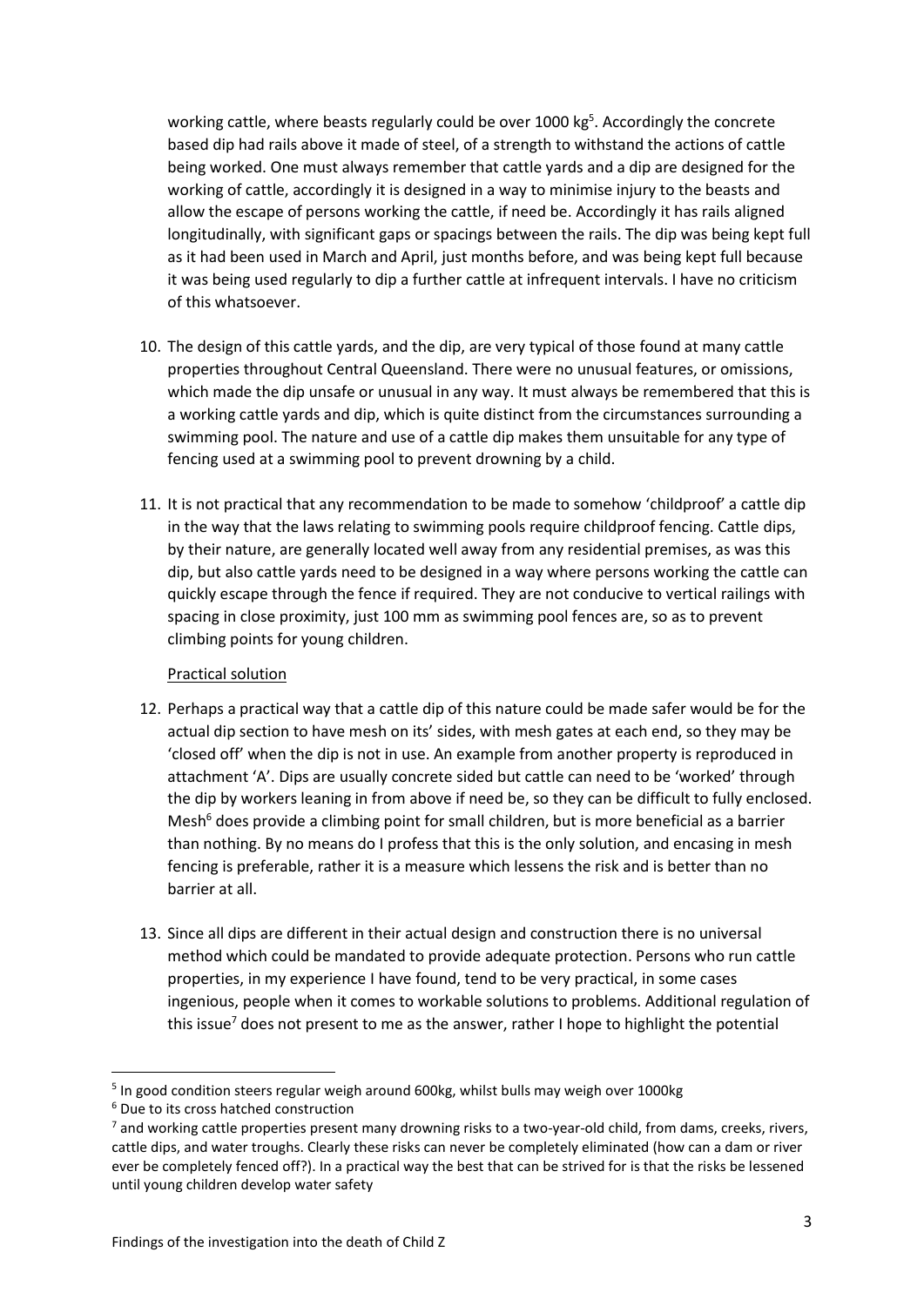working cattle, where beasts regularly could be over 1000 kg[5]. Accordingly the concrete based dip had rails above it made of steel, of a strength to withstand the actions of cattle being worked. One must always remember that cattle yards and a dip are designed for the working of cattle, accordingly it is designed in a way to minimise injury to the beasts and allow the escape of persons working the cattle, if need be. Accordingly it has rails aligned longitudinally, with significant gaps or spacings between the rails. The dip was being kept full as it had been used in March and April, just months before, and was being kept full because it was being used regularly to dip a further cattle at infrequent intervals. I have no criticism of this whatsoever.

10. The design of this cattle yards, and the dip, are very typical of those found at many cattle properties throughout Central Queensland. There were no unusual features, or omissions, which made the dip unsafe or unusual in any way. It must always be remembered that this is a working cattle yards and dip, which is quite distinct from the circumstances surrounding a swimming pool. The nature and use of a cattle dip makes them unsuitable for any type of fencing used at a swimming pool to prevent drowning by a child.

11. It is not practical that any recommendation to be made to somehow 'childproof' a cattle dip in the way that the laws relating to swimming pools require childproof fencing. Cattle dips, by their nature, are generally located well away from any residential premises, as was this dip, but also cattle yards need to be designed in a way where persons working the cattle can quickly escape through the fence if required. They are not conducive to vertical railings with spacing in close proximity, just 100 mm as swimming pool fences are, so as to prevent climbing points for young children.

<u>Practical solution</u>

12. Perhaps a practical way that a cattle dip of this nature could be made safer would be for the actual dip section to have mesh on its' sides, with mesh gates at each end, so they may be 'closed off' when the dip is not in use. An example from another property is reproduced in attachment 'A'. Dips are usually concrete sided but cattle can need to be 'worked' through the dip by workers leaning in from above if need be, so they can be difficult to fully enclosed. Mesh[6] does provide a climbing point for small children, but is more beneficial as a barrier than nothing. By no means do I profess that this is the only solution, and encasing in mesh fencing is preferable, rather it is a measure which lessens the risk and is better than no barrier at all.

13. Since all dips are different in their actual design and construction there is no universal method which could be mandated to provide adequate protection. Persons who run cattle properties, in my experience I have found, tend to be very practical, in some cases ingenious, people when it comes to workable solutions to problems. Additional regulation of this issue[7] does not present to me as the answer, rather I hope to highlight the potential

---

[5] In good condition steers regular weigh around 600kg, whilst bulls may weigh over 1000kg

[6] Due to its cross hatched construction

[7] and working cattle properties present many drowning risks to a two-year-old child, from dams, creeks, rivers, cattle dips, and water troughs. Clearly these risks can never be completely eliminated (how can a dam or river ever be completely fenced off?). In a practical way the best that can be strived for is that the risks be lessened until young children develop water safety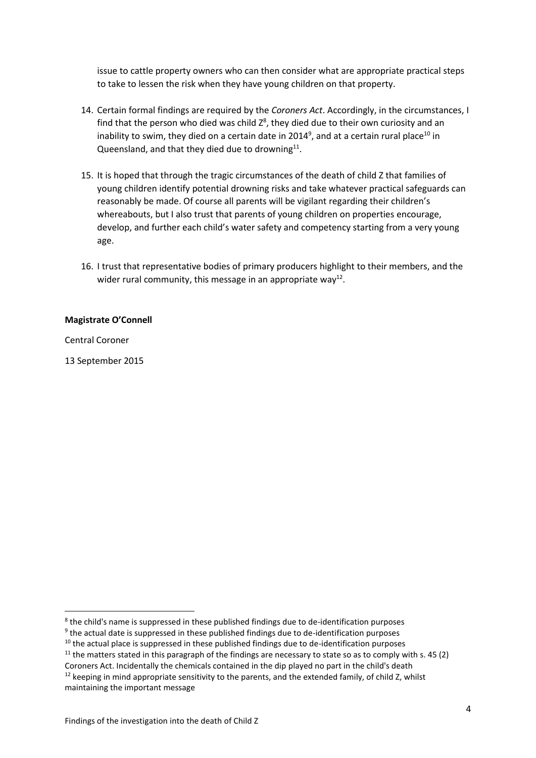issue to cattle property owners who can then consider what are appropriate practical steps to take to lessen the risk when they have young children on that property.

14. Certain formal findings are required by the *Coroners Act*. Accordingly, in the circumstances, I find that the person who died was child Z[8], they died due to their own curiosity and an inability to swim, they died on a certain date in 2014[9], and at a certain rural place[10] in Queensland, and that they died due to drowning[11].

15. It is hoped that through the tragic circumstances of the death of child Z that families of young children identify potential drowning risks and take whatever practical safeguards can reasonably be made. Of course all parents will be vigilant regarding their children's whereabouts, but I also trust that parents of young children on properties encourage, develop, and further each child's water safety and competency starting from a very young age.

16. I trust that representative bodies of primary producers highlight to their members, and the wider rural community, this message in an appropriate way[12].

**Magistrate O'Connell**

Central Coroner

13 September 2015

---

[8] the child's name is suppressed in these published findings due to de-identification purposes

[9] the actual date is suppressed in these published findings due to de-identification purposes

[10] the actual place is suppressed in these published findings due to de-identification purposes

[11] the matters stated in this paragraph of the findings are necessary to state so as to comply with s. 45 (2) Coroners Act. Incidentally the chemicals contained in the dip played no part in the child's death

[12] keeping in mind appropriate sensitivity to the parents, and the extended family, of child Z, whilst maintaining the important message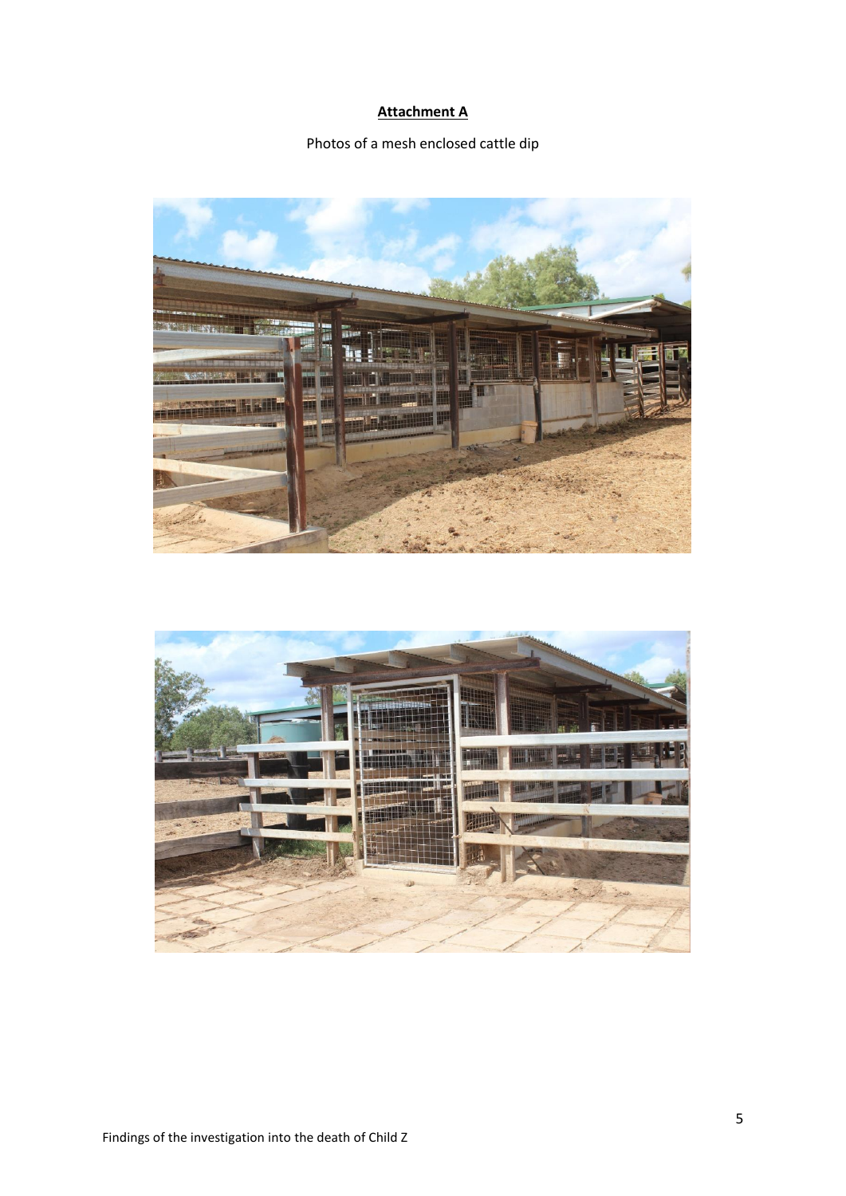**Attachment A**

Photos of a mesh enclosed cattle dip